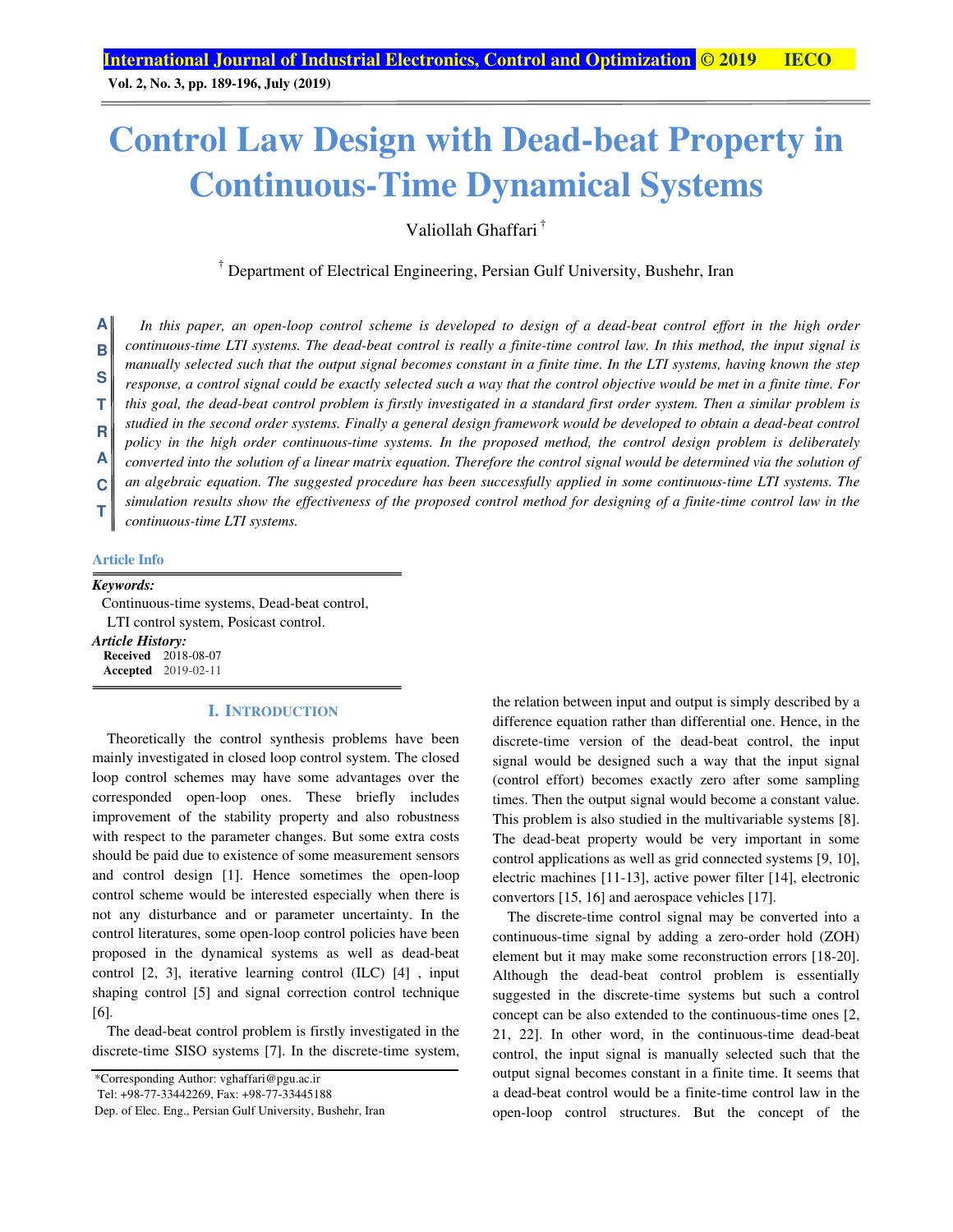# Control Law Design with Dead-beat Property in Continuous-Time Dynamical Systems

Valiollah Ghaffari [†]

[†] Department of Electrical Engineering, Persian Gulf University, Bushehr, Iran

**ABSTRACT**

*In this paper, an open-loop control scheme is developed to design of a dead-beat control effort in the high order continuous-time LTI systems. The dead-beat control is really a finite-time control law. In this method, the input signal is manually selected such that the output signal becomes constant in a finite time. In the LTI systems, having known the step response, a control signal could be exactly selected such a way that the control objective would be met in a finite time. For this goal, the dead-beat control problem is firstly investigated in a standard first order system. Then a similar problem is studied in the second order systems. Finally a general design framework would be developed to obtain a dead-beat control policy in the high order continuous-time systems. In the proposed method, the control design problem is deliberately converted into the solution of a linear matrix equation. Therefore the control signal would be determined via the solution of an algebraic equation. The suggested procedure has been successfully applied in some continuous-time LTI systems. The simulation results show the effectiveness of the proposed control method for designing of a finite-time control law in the continuous-time LTI systems.*

**Article Info**

***Keywords:***
Continuous-time systems, Dead-beat control, LTI control system, Posicast control.

***Article History:***
**Received** 2018-08-07
**Accepted** 2019-02-11

## I. Introduction

Theoretically the control synthesis problems have been mainly investigated in closed loop control system. The closed loop control schemes may have some advantages over the corresponded open-loop ones. These briefly includes improvement of the stability property and also robustness with respect to the parameter changes. But some extra costs should be paid due to existence of some measurement sensors and control design [1]. Hence sometimes the open-loop control scheme would be interested especially when there is not any disturbance and or parameter uncertainty. In the control literatures, some open-loop control policies have been proposed in the dynamical systems as well as dead-beat control [2, 3], iterative learning control (ILC) [4] , input shaping control [5] and signal correction control technique [6].

The dead-beat control problem is firstly investigated in the discrete-time SISO systems [7]. In the discrete-time system, the relation between input and output is simply described by a difference equation rather than differential one. Hence, in the discrete-time version of the dead-beat control, the input signal would be designed such a way that the input signal (control effort) becomes exactly zero after some sampling times. Then the output signal would become a constant value. This problem is also studied in the multivariable systems [8]. The dead-beat property would be very important in some control applications as well as grid connected systems [9, 10], electric machines [11-13], active power filter [14], electronic convertors [15, 16] and aerospace vehicles [17].

The discrete-time control signal may be converted into a continuous-time signal by adding a zero-order hold (ZOH) element but it may make some reconstruction errors [18-20]. Although the dead-beat control problem is essentially suggested in the discrete-time systems but such a control concept can be also extended to the continuous-time ones [2, 21, 22]. In other word, in the continuous-time dead-beat control, the input signal is manually selected such that the output signal becomes constant in a finite time. It seems that a dead-beat control would be a finite-time control law in the open-loop control structures. But the concept of the

*Corresponding Author: vghaffari@pgu.ac.ir
Tel: +98-77-33442269, Fax: +98-77-33445188
Dep. of Elec. Eng., Persian Gulf University, Bushehr, Iran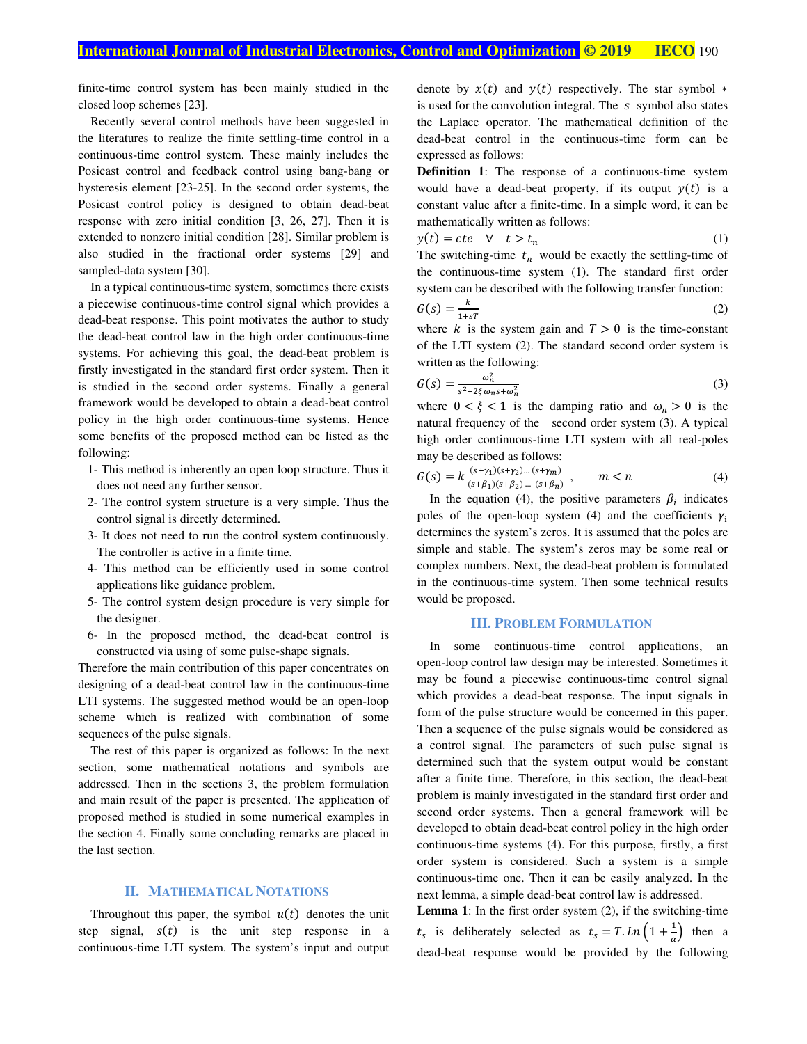finite-time control system has been mainly studied in the closed loop schemes [23].

Recently several control methods have been suggested in the literatures to realize the finite settling-time control in a continuous-time control system. These mainly includes the Posicast control and feedback control using bang-bang or hysteresis element [23-25]. In the second order systems, the Posicast control policy is designed to obtain dead-beat response with zero initial condition [3, 26, 27]. Then it is extended to nonzero initial condition [28]. Similar problem is also studied in the fractional order systems [29] and sampled-data system [30].

In a typical continuous-time system, sometimes there exists a piecewise continuous-time control signal which provides a dead-beat response. This point motivates the author to study the dead-beat control law in the high order continuous-time systems. For achieving this goal, the dead-beat problem is firstly investigated in the standard first order system. Then it is studied in the second order systems. Finally a general framework would be developed to obtain a dead-beat control policy in the high order continuous-time systems. Hence some benefits of the proposed method can be listed as the following:

1- This method is inherently an open loop structure. Thus it does not need any further sensor.
2- The control system structure is a very simple. Thus the control signal is directly determined.
3- It does not need to run the control system continuously. The controller is active in a finite time.
4- This method can be efficiently used in some control applications like guidance problem.
5- The control system design procedure is very simple for the designer.
6- In the proposed method, the dead-beat control is constructed via using of some pulse-shape signals.

Therefore the main contribution of this paper concentrates on designing of a dead-beat control law in the continuous-time LTI systems. The suggested method would be an open-loop scheme which is realized with combination of some sequences of the pulse signals.

The rest of this paper is organized as follows: In the next section, some mathematical notations and symbols are addressed. Then in the sections 3, the problem formulation and main result of the paper is presented. The application of proposed method is studied in some numerical examples in the section 4. Finally some concluding remarks are placed in the last section.

## II. Mathematical Notations

Throughout this paper, the symbol $u(t)$ denotes the unit step signal, $s(t)$ is the unit step response in a continuous-time LTI system. The system's input and output denote by $x(t)$ and $y(t)$ respectively. The star symbol $*$ is used for the convolution integral. The $s$ symbol also states the Laplace operator. The mathematical definition of the dead-beat control in the continuous-time form can be expressed as follows:

**Definition 1**: The response of a continuous-time system would have a dead-beat property, if its output $y(t)$ is a constant value after a finite-time. In a simple word, it can be mathematically written as follows:

$$y(t) = cte \quad \forall \quad t > t_n \tag{1}$$

The switching-time $t_n$ would be exactly the settling-time of the continuous-time system (1). The standard first order system can be described with the following transfer function:

$$G(s) = \frac{k}{1+sT} \tag{2}$$

where $k$ is the system gain and $T > 0$ is the time-constant of the LTI system (2). The standard second order system is written as the following:

$$G(s) = \frac{\omega_n^2}{s^2+2\xi\omega_n s+\omega_n^2} \tag{3}$$

where $0 < \xi < 1$ is the damping ratio and $\omega_n > 0$ is the natural frequency of the second order system (3). A typical high order continuous-time LTI system with all real-poles may be described as follows:

$$G(s) = k\frac{(s+\gamma_1)(s+\gamma_2)\ldots(s+\gamma_m)}{(s+\beta_1)(s+\beta_2)\ldots(s+\beta_n)}, \qquad m < n \tag{4}$$

In the equation (4), the positive parameters $\beta_i$ indicates poles of the open-loop system (4) and the coefficients $\gamma_i$ determines the system's zeros. It is assumed that the poles are simple and stable. The system's zeros may be some real or complex numbers. Next, the dead-beat problem is formulated in the continuous-time system. Then some technical results would be proposed.

## III. Problem Formulation

In some continuous-time control applications, an open-loop control law design may be interested. Sometimes it may be found a piecewise continuous-time control signal which provides a dead-beat response. The input signals in form of the pulse structure would be concerned in this paper. Then a sequence of the pulse signals would be considered as a control signal. The parameters of such pulse signal is determined such that the system output would be constant after a finite time. Therefore, in this section, the dead-beat problem is mainly investigated in the standard first order and second order systems. Then a general framework will be developed to obtain dead-beat control policy in the high order continuous-time systems (4). For this purpose, firstly, a first order system is considered. Such a system is a simple continuous-time one. Then it can be easily analyzed. In the next lemma, a simple dead-beat control law is addressed.

**Lemma 1**: In the first order system (2), if the switching-time $t_s$ is deliberately selected as $t_s = T.Ln\left(1+\frac{1}{\alpha}\right)$ then a dead-beat response would be provided by the following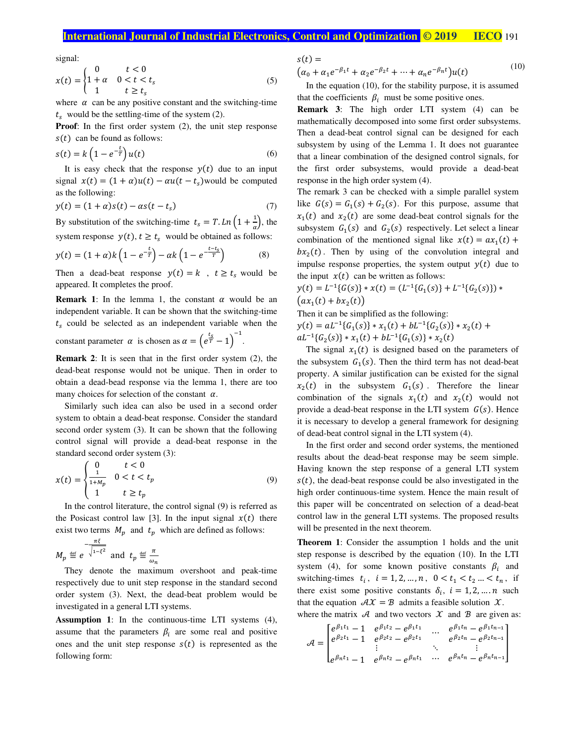signal:

$$x(t)=\begin{cases}0 & t<0\\ 1+\alpha & 0<t<t_s\\ 1 & t\geq t_s\end{cases} \tag{5}$$

where $\alpha$ can be any positive constant and the switching-time $t_s$ would be the settling-time of the system (2).

**Proof**: In the first order system (2), the unit step response $s(t)$ can be found as follows:

$$s(t)=k\left(1-e^{-\frac{t}{T}}\right)u(t) \tag{6}$$

It is easy check that the response $y(t)$ due to an input signal $x(t)=(1+\alpha)u(t)-\alpha u(t-t_s)$would be computed as the following:

$$y(t)=(1+\alpha)s(t)-\alpha s(t-t_s) \tag{7}$$

By substitution of the switching-time $t_s=T.Ln\left(1+\frac{1}{\alpha}\right)$, the system response $y(t), t\geq t_s$ would be obtained as follows:

$$y(t)=(1+\alpha)k\left(1-e^{-\frac{t}{T}}\right)-\alpha k\left(1-e^{-\frac{t-t_s}{T}}\right) \tag{8}$$

Then a dead-beat response $y(t)=k$ , $t\geq t_s$ would be appeared. It completes the proof.

**Remark 1**: In the lemma 1, the constant $\alpha$ would be an independent variable. It can be shown that the switching-time $t_s$ could be selected as an independent variable when the constant parameter $\alpha$ is chosen as $\alpha=\left(e^{\frac{t_s}{T}}-1\right)^{-1}$.

**Remark 2**: It is seen that in the first order system (2), the dead-beat response would not be unique. Then in order to obtain a dead-bead response via the lemma 1, there are too many choices for selection of the constant $\alpha$.

Similarly such idea can also be used in a second order system to obtain a dead-beat response. Consider the standard second order system (3). It can be shown that the following control signal will provide a dead-beat response in the standard second order system (3):

$$x(t)=\begin{cases}0 & t<0\\ \frac{1}{1+M_p} & 0<t<t_p\\ 1 & t\geq t_p\end{cases} \tag{9}$$

In the control literature, the control signal (9) is referred as the Posicast control law [3]. In the input signal $x(t)$ there exist two terms $M_p$ and $t_p$ which are defined as follows:

$M_p \overset{\text{def}}{\equiv} e^{-\frac{\pi\xi}{\sqrt{1-\xi^2}}}$ and $t_p \overset{\text{def}}{\equiv} \frac{\pi}{\omega_n}$

They denote the maximum overshoot and peak-time respectively due to unit step response in the standard second order system (3). Next, the dead-beat problem would be investigated in a general LTI systems.

**Assumption 1**: In the continuous-time LTI systems (4), assume that the parameters $\beta_i$ are some real and positive ones and the unit step response $s(t)$ is represented as the following form:

$$s(t)=\left(\alpha_0+\alpha_1 e^{-\beta_1 t}+\alpha_2 e^{-\beta_2 t}+\cdots+\alpha_n e^{-\beta_n t}\right)u(t) \tag{10}$$

In the equation (10), for the stability purpose, it is assumed that the coefficients $\beta_i$ must be some positive ones.

**Remark 3**: The high order LTI system (4) can be mathematically decomposed into some first order subsystems. Then a dead-beat control signal can be designed for each subsystem by using of the Lemma 1. It does not guarantee that a linear combination of the designed control signals, for the first order subsystems, would provide a dead-beat response in the high order system (4).

The remark 3 can be checked with a simple parallel system like $G(s)=G_1(s)+G_2(s)$. For this purpose, assume that $x_1(t)$ and $x_2(t)$ are some dead-beat control signals for the subsystem $G_1(s)$ and $G_2(s)$ respectively. Let select a linear combination of the mentioned signal like $x(t)=ax_1(t)+bx_2(t)$. Then by using of the convolution integral and impulse response properties, the system output $y(t)$ due to the input $x(t)$ can be written as follows:

$y(t)=L^{-1}\{G(s)\}*x(t)=(L^{-1}\{G_1(s)\}+L^{-1}\{G_2(s)\})*(ax_1(t)+bx_2(t))$

Then it can be simplified as the following:

$y(t)=aL^{-1}\{G_1(s)\}*x_1(t)+bL^{-1}\{G_2(s)\}*x_2(t)+aL^{-1}\{G_2(s)\}*x_1(t)+bL^{-1}\{G_1(s)\}*x_2(t)$

The signal $x_1(t)$ is designed based on the parameters of the subsystem $G_1(s)$. Then the third term has not dead-beat property. A similar justification can be existed for the signal $x_2(t)$ in the subsystem $G_1(s)$. Therefore the linear combination of the signals $x_1(t)$ and $x_2(t)$ would not provide a dead-beat response in the LTI system $G(s)$. Hence it is necessary to develop a general framework for designing of dead-beat control signal in the LTI system (4).

In the first order and second order systems, the mentioned results about the dead-beat response may be seem simple. Having known the step response of a general LTI system $s(t)$, the dead-beat response could be also investigated in the high order continuous-time system. Hence the main result of this paper will be concentrated on selection of a dead-beat control law in the general LTI systems. The proposed results will be presented in the next theorem.

**Theorem 1**: Consider the assumption 1 holds and the unit step response is described by the equation (10). In the LTI system (4), for some known positive constants $\beta_i$ and switching-times $t_i$, $i=1,2,\ldots,n$, $0<t_1<t_2\ldots<t_n$, if there exist some positive constants $\delta_i$, $i=1,2,\ldots.n$ such that the equation $\mathcal{A}\mathcal{X}=\mathcal{B}$ admits a feasible solution $\mathcal{X}$.

where the matrix $\mathcal{A}$ and two vectors $\mathcal{X}$ and $\mathcal{B}$ are given as:

$$\mathcal{A}=\begin{bmatrix}e^{\beta_1 t_1}-1 & e^{\beta_1 t_2}-e^{\beta_1 t_1} & \cdots & e^{\beta_1 t_n}-e^{\beta_1 t_{n-1}}\\ e^{\beta_2 t_1}-1 & e^{\beta_2 t_2}-e^{\beta_2 t_1} & & e^{\beta_2 t_n}-e^{\beta_2 t_{n-1}}\\ \vdots & & \ddots & \vdots\\ e^{\beta_n t_1}-1 & e^{\beta_n t_2}-e^{\beta_n t_1} & \cdots & e^{\beta_n t_n}-e^{\beta_n t_{n-1}}\end{bmatrix}$$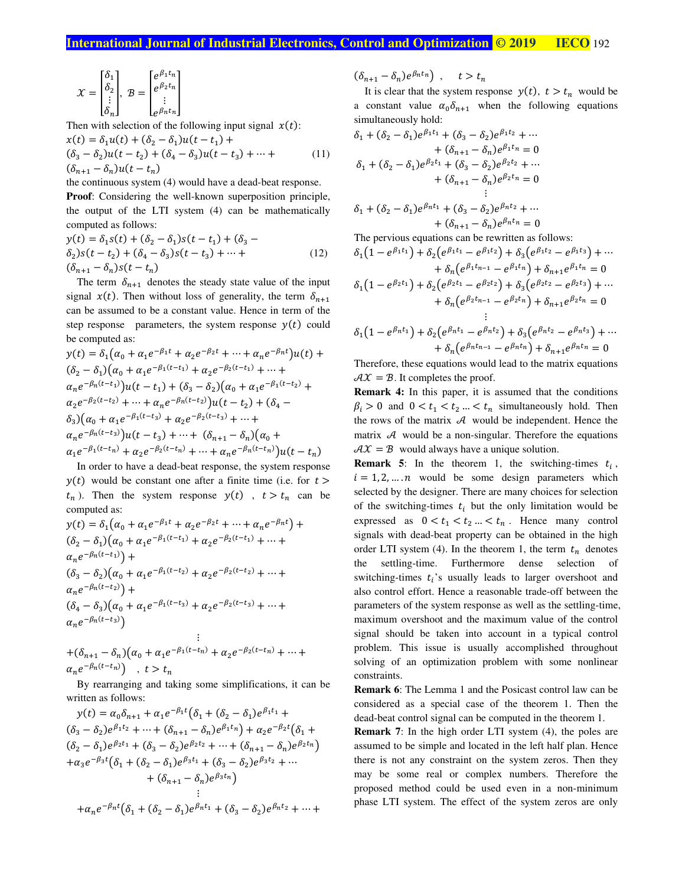$$\mathcal{X} = \begin{bmatrix} \delta_1 \\ \delta_2 \\ \vdots \\ \delta_n \end{bmatrix}, \ \mathcal{B} = \begin{bmatrix} e^{\beta_1 t_n} \\ e^{\beta_2 t_n} \\ \vdots \\ e^{\beta_n t_n} \end{bmatrix}$$

Then with selection of the following input signal $x(t)$:

$$x(t) = \delta_1 u(t) + (\delta_2 - \delta_1)u(t - t_1) + (\delta_3 - \delta_2)u(t - t_2) + (\delta_4 - \delta_3)u(t - t_3) + \cdots + (\delta_{n+1} - \delta_n)u(t - t_n) \quad (11)$$

the continuous system (4) would have a dead-beat response.

**Proof**: Considering the well-known superposition principle, the output of the LTI system (4) can be mathematically computed as follows:

$$y(t) = \delta_1 s(t) + (\delta_2 - \delta_1)s(t - t_1) + (\delta_3 - \delta_2)s(t - t_2) + (\delta_4 - \delta_3)s(t - t_3) + \cdots + (\delta_{n+1} - \delta_n)s(t - t_n) \quad (12)$$

The term $\delta_{n+1}$ denotes the steady state value of the input signal $x(t)$. Then without loss of generality, the term $\delta_{n+1}$ can be assumed to be a constant value. Hence in term of the step response parameters, the system response $y(t)$ could be computed as:

$$\begin{aligned} y(t) = {} & \delta_1\left(\alpha_0 + \alpha_1 e^{-\beta_1 t} + \alpha_2 e^{-\beta_2 t} + \cdots + \alpha_n e^{-\beta_n t}\right)u(t) + \\ & (\delta_2 - \delta_1)\left(\alpha_0 + \alpha_1 e^{-\beta_1 (t-t_1)} + \alpha_2 e^{-\beta_2 (t-t_1)} + \cdots + \alpha_n e^{-\beta_n (t-t_1)}\right)u(t - t_1) + \\ & (\delta_3 - \delta_2)\left(\alpha_0 + \alpha_1 e^{-\beta_1 (t-t_2)} + \alpha_2 e^{-\beta_2 (t-t_2)} + \cdots + \alpha_n e^{-\beta_n (t-t_2)}\right)u(t - t_2) + \\ & (\delta_4 - \delta_3)\left(\alpha_0 + \alpha_1 e^{-\beta_1 (t-t_3)} + \alpha_2 e^{-\beta_2 (t-t_3)} + \cdots + \alpha_n e^{-\beta_n (t-t_3)}\right)u(t - t_3) + \cdots + \\ & (\delta_{n+1} - \delta_n)\left(\alpha_0 + \alpha_1 e^{-\beta_1 (t-t_n)} + \alpha_2 e^{-\beta_2 (t-t_n)} + \cdots + \alpha_n e^{-\beta_n (t-t_n)}\right)u(t - t_n) \end{aligned}$$

In order to have a dead-beat response, the system response $y(t)$ would be constant one after a finite time (i.e. for $t > t_n$). Then the system response $y(t)$, $t > t_n$ can be computed as:

$$\begin{aligned} y(t) = {} & \delta_1\left(\alpha_0 + \alpha_1 e^{-\beta_1 t} + \alpha_2 e^{-\beta_2 t} + \cdots + \alpha_n e^{-\beta_n t}\right) + \\ & (\delta_2 - \delta_1)\left(\alpha_0 + \alpha_1 e^{-\beta_1 (t-t_1)} + \alpha_2 e^{-\beta_2 (t-t_1)} + \cdots + \alpha_n e^{-\beta_n (t-t_1)}\right) + \\ & (\delta_3 - \delta_2)\left(\alpha_0 + \alpha_1 e^{-\beta_1 (t-t_2)} + \alpha_2 e^{-\beta_2 (t-t_2)} + \cdots + \alpha_n e^{-\beta_n (t-t_2)}\right) + \\ & (\delta_4 - \delta_3)\left(\alpha_0 + \alpha_1 e^{-\beta_1 (t-t_3)} + \alpha_2 e^{-\beta_2 (t-t_3)} + \cdots + \alpha_n e^{-\beta_n (t-t_3)}\right) \\ & \vdots \\ & +(\delta_{n+1} - \delta_n)\left(\alpha_0 + \alpha_1 e^{-\beta_1 (t-t_n)} + \alpha_2 e^{-\beta_2 (t-t_n)} + \cdots + \alpha_n e^{-\beta_n (t-t_n)}\right), \quad t > t_n \end{aligned}$$

By rearranging and taking some simplifications, it can be written as follows:

$$\begin{aligned} y(t) = {} & \alpha_0 \delta_{n+1} + \alpha_1 e^{-\beta_1 t}\left(\delta_1 + (\delta_2 - \delta_1)e^{\beta_1 t_1} + (\delta_3 - \delta_2)e^{\beta_1 t_2} + \cdots + (\delta_{n+1} - \delta_n)e^{\beta_1 t_n}\right) + \alpha_2 e^{-\beta_2 t}\left(\delta_1 + (\delta_2 - \delta_1)e^{\beta_2 t_1} + (\delta_3 - \delta_2)e^{\beta_2 t_2} + \cdots + (\delta_{n+1} - \delta_n)e^{\beta_2 t_n}\right) \\ & + \alpha_3 e^{-\beta_3 t}\left(\delta_1 + (\delta_2 - \delta_1)e^{\beta_3 t_1} + (\delta_3 - \delta_2)e^{\beta_3 t_2} + \cdots + (\delta_{n+1} - \delta_n)e^{\beta_3 t_n}\right) \\ & \vdots \\ & + \alpha_n e^{-\beta_n t}\left(\delta_1 + (\delta_2 - \delta_1)e^{\beta_n t_1} + (\delta_3 - \delta_2)e^{\beta_n t_2} + \cdots + (\delta_{n+1} - \delta_n)e^{\beta_n t_n}\right), \quad t > t_n \end{aligned}$$

It is clear that the system response $y(t)$, $t > t_n$ would be a constant value $\alpha_0 \delta_{n+1}$ when the following equations simultaneously hold:

$$\begin{aligned} \delta_1 + (\delta_2 - \delta_1)e^{\beta_1 t_1} + (\delta_3 - \delta_2)e^{\beta_1 t_2} + \cdots + (\delta_{n+1} - \delta_n)e^{\beta_1 t_n} &= 0 \\ \delta_1 + (\delta_2 - \delta_1)e^{\beta_2 t_1} + (\delta_3 - \delta_2)e^{\beta_2 t_2} + \cdots + (\delta_{n+1} - \delta_n)e^{\beta_2 t_n} &= 0 \\ &\vdots \\ \delta_1 + (\delta_2 - \delta_1)e^{\beta_n t_1} + (\delta_3 - \delta_2)e^{\beta_n t_2} + \cdots + (\delta_{n+1} - \delta_n)e^{\beta_n t_n} &= 0 \end{aligned}$$

The pervious equations can be rewritten as follows:

$$\begin{aligned} \delta_1\left(1 - e^{\beta_1 t_1}\right) + \delta_2\left(e^{\beta_1 t_1} - e^{\beta_1 t_2}\right) + \delta_3\left(e^{\beta_1 t_2} - e^{\beta_1 t_3}\right) + \cdots + \delta_n\left(e^{\beta_1 t_{n-1}} - e^{\beta_1 t_n}\right) + \delta_{n+1} e^{\beta_1 t_n} &= 0 \\ \delta_1\left(1 - e^{\beta_2 t_1}\right) + \delta_2\left(e^{\beta_2 t_1} - e^{\beta_2 t_2}\right) + \delta_3\left(e^{\beta_2 t_2} - e^{\beta_2 t_3}\right) + \cdots + \delta_n\left(e^{\beta_2 t_{n-1}} - e^{\beta_2 t_n}\right) + \delta_{n+1} e^{\beta_2 t_n} &= 0 \\ &\vdots \\ \delta_1\left(1 - e^{\beta_n t_1}\right) + \delta_2\left(e^{\beta_n t_1} - e^{\beta_n t_2}\right) + \delta_3\left(e^{\beta_n t_2} - e^{\beta_n t_3}\right) + \cdots + \delta_n\left(e^{\beta_n t_{n-1}} - e^{\beta_n t_n}\right) + \delta_{n+1} e^{\beta_n t_n} &= 0 \end{aligned}$$

Therefore, these equations would lead to the matrix equations $\mathcal{A}\mathcal{X} = \mathcal{B}$. It completes the proof.

**Remark 4:** In this paper, it is assumed that the conditions $\beta_i > 0$ and $0 < t_1 < t_2 \ldots < t_n$ simultaneously hold. Then the rows of the matrix $\mathcal{A}$ would be independent. Hence the matrix $\mathcal{A}$ would be a non-singular. Therefore the equations $\mathcal{A}\mathcal{X} = \mathcal{B}$ would always have a unique solution.

**Remark 5**: In the theorem 1, the switching-times $t_i$, $i = 1, 2, \ldots, n$ would be some design parameters which selected by the designer. There are many choices for selection of the switching-times $t_i$ but the only limitation would be expressed as $0 < t_1 < t_2 \ldots < t_n$. Hence many control signals with dead-beat property can be obtained in the high order LTI system (4). In the theorem 1, the term $t_n$ denotes the settling-time. Furthermore dense selection of switching-times $t_i$'s usually leads to larger overshoot and also control effort. Hence a reasonable trade-off between the parameters of the system response as well as the settling-time, maximum overshoot and the maximum value of the control signal should be taken into account in a typical control problem. This issue is usually accomplished throughout solving of an optimization problem with some nonlinear constraints.

**Remark 6**: The Lemma 1 and the Posicast control law can be considered as a special case of the theorem 1. Then the dead-beat control signal can be computed in the theorem 1.

**Remark 7**: In the high order LTI system (4), the poles are assumed to be simple and located in the left half plan. Hence there is not any constraint on the system zeros. Then they may be some real or complex numbers. Therefore the proposed method could be used even in a non-minimum phase LTI system. The effect of the system zeros are only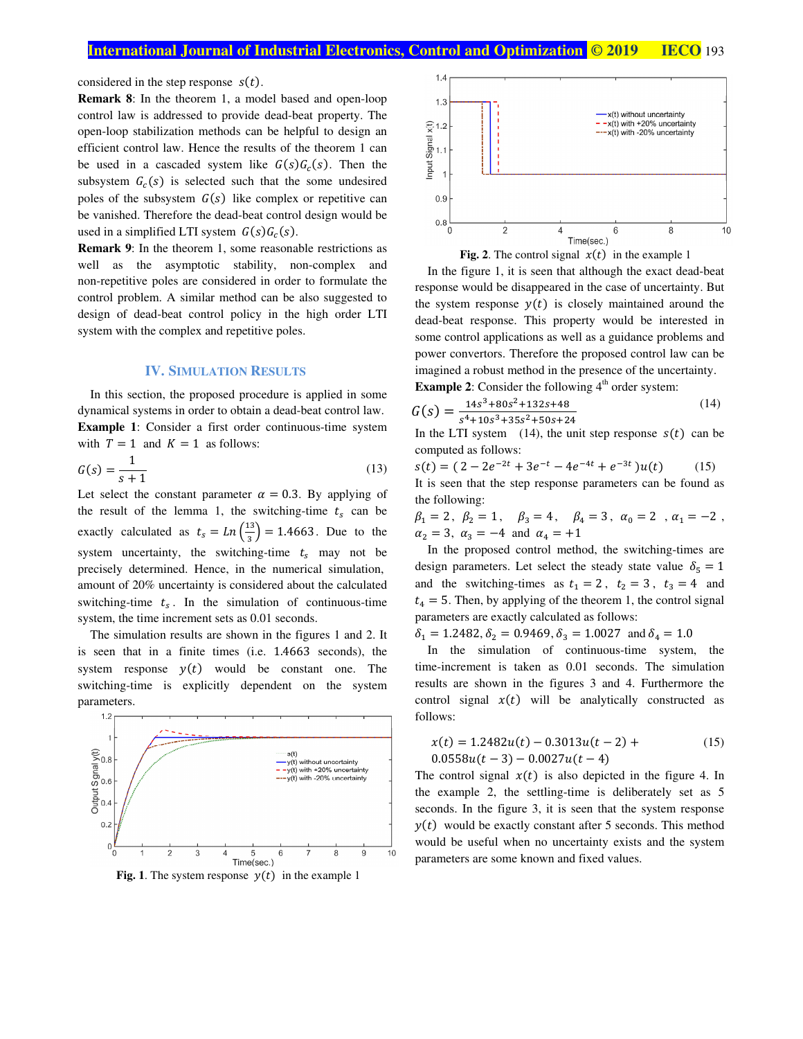considered in the step response $s(t)$.

**Remark 8**: In the theorem 1, a model based and open-loop control law is addressed to provide dead-beat property. The open-loop stabilization methods can be helpful to design an efficient control law. Hence the results of the theorem 1 can be used in a cascaded system like $G(s)G_c(s)$. Then the subsystem $G_c(s)$ is selected such that the some undesired poles of the subsystem $G(s)$ like complex or repetitive can be vanished. Therefore the dead-beat control design would be used in a simplified LTI system $G(s)G_c(s)$.

**Remark 9**: In the theorem 1, some reasonable restrictions as well as the asymptotic stability, non-complex and non-repetitive poles are considered in order to formulate the control problem. A similar method can be also suggested to design of dead-beat control policy in the high order LTI system with the complex and repetitive poles.

## IV. Simulation Results

In this section, the proposed procedure is applied in some dynamical systems in order to obtain a dead-beat control law.

**Example 1**: Consider a first order continuous-time system with $T = 1$ and $K = 1$ as follows:

$$G(s) = \frac{1}{s+1} \tag{13}$$

Let select the constant parameter $\alpha = 0.3$. By applying of the result of the lemma 1, the switching-time $t_s$ can be exactly calculated as $t_s = Ln\left(\frac{13}{3}\right) = 1.4663$. Due to the system uncertainty, the switching-time $t_s$ may not be precisely determined. Hence, in the numerical simulation, amount of 20% uncertainty is considered about the calculated switching-time $t_s$. In the simulation of continuous-time system, the time increment sets as 0.01 seconds.

The simulation results are shown in the figures 1 and 2. It is seen that in a finite times (i.e. 1.4663 seconds), the system response $y(t)$ would be constant one. The switching-time is explicitly dependent on the system parameters.

**Fig. 1**. The system response $y(t)$ in the example 1

**Fig. 2**. The control signal $x(t)$ in the example 1

In the figure 1, it is seen that although the exact dead-beat response would be disappeared in the case of uncertainty. But the system response $y(t)$ is closely maintained around the dead-beat response. This property would be interested in some control applications as well as a guidance problems and power convertors. Therefore the proposed control law can be imagined a robust method in the presence of the uncertainty.

**Example 2**: Consider the following 4[th] order system:

$$G(s) = \frac{14s^3+80s^2+132s+48}{s^4+10s^3+35s^2+50s+24} \tag{14}$$

In the LTI system (14), the unit step response $s(t)$ can be computed as follows:

$$s(t) = (2 - 2e^{-2t} + 3e^{-t} - 4e^{-4t} + e^{-3t})u(t) \tag{15}$$

It is seen that the step response parameters can be found as the following:

$\beta_1 = 2$, $\beta_2 = 1$, $\beta_3 = 4$, $\beta_4 = 3$, $\alpha_0 = 2$, $\alpha_1 = -2$, $\alpha_2 = 3$, $\alpha_3 = -4$ and $\alpha_4 = +1$

In the proposed control method, the switching-times are design parameters. Let select the steady state value $\delta_5 = 1$ and the switching-times as $t_1 = 2$, $t_2 = 3$, $t_3 = 4$ and $t_4 = 5$. Then, by applying of the theorem 1, the control signal parameters are exactly calculated as follows:

$\delta_1 = 1.2482, \delta_2 = 0.9469, \delta_3 = 1.0027$ and $\delta_4 = 1.0$

In the simulation of continuous-time system, the time-increment is taken as 0.01 seconds. The simulation results are shown in the figures 3 and 4. Furthermore the control signal $x(t)$ will be analytically constructed as follows:

$$x(t) = 1.2482u(t) - 0.3013u(t-2) + 0.0558u(t-3) - 0.0027u(t-4) \tag{15}$$

The control signal $x(t)$ is also depicted in the figure 4. In the example 2, the settling-time is deliberately set as 5 seconds. In the figure 3, it is seen that the system response $y(t)$ would be exactly constant after 5 seconds. This method would be useful when no uncertainty exists and the system parameters are some known and fixed values.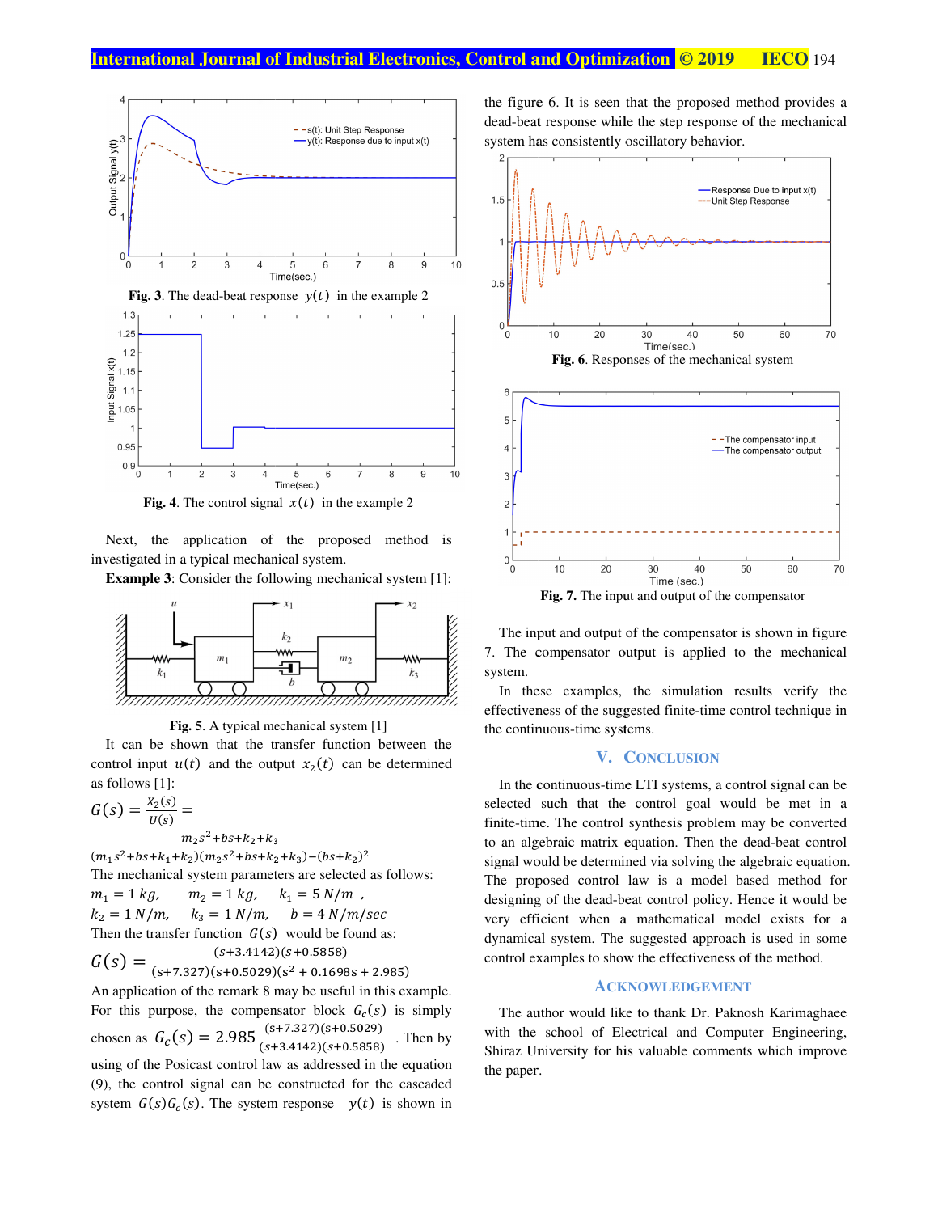Fig. 3. The dead-beat response $y(t)$ in the example 2

Fig. 4. The control signal $x(t)$ in the example 2

Next, the application of the proposed method is investigated in a typical mechanical system.

**Example 3**: Consider the following mechanical system [1]:

**Fig. 5**. A typical mechanical system [1]

It can be shown that the transfer function between the control input $u(t)$ and the output $x_2(t)$ can be determined as follows [1]:

$$G(s) = \frac{X_2(s)}{U(s)} = \frac{m_2 s^2 + bs + k_2 + k_3}{(m_1 s^2 + bs + k_1 + k_2)(m_2 s^2 + bs + k_2 + k_3) - (bs + k_2)^2}$$

The mechanical system parameters are selected as follows:

$m_1 = 1\,kg,\quad m_2 = 1\,kg,\quad k_1 = 5\,N/m\,,$

$k_2 = 1\,N/m,\quad k_3 = 1\,N/m,\quad b = 4\,N/m/sec$

Then the transfer function $G(s)$ would be found as:

$$G(s) = \frac{(s+3.4142)(s+0.5858)}{(s+7.327)(s+0.5029)(s^2 + 0.1698s + 2.985)}$$

An application of the remark 8 may be useful in this example. For this purpose, the compensator block $G_c(s)$ is simply chosen as $G_c(s) = 2.985\,\frac{(s+7.327)(s+0.5029)}{(s+3.4142)(s+0.5858)}$. Then by using of the Posicast control law as addressed in the equation (9), the control signal can be constructed for the cascaded system $G(s)G_c(s)$. The system response $y(t)$ is shown in the figure 6. It is seen that the proposed method provides a dead-beat response while the step response of the mechanical system has consistently oscillatory behavior.

**Fig. 6**. Responses of the mechanical system

**Fig. 7.** The input and output of the compensator

The input and output of the compensator is shown in figure 7. The compensator output is applied to the mechanical system.

In these examples, the simulation results verify the effectiveness of the suggested finite-time control technique in the continuous-time systems.

## V. Conclusion

In the continuous-time LTI systems, a control signal can be selected such that the control goal would be met in a finite-time. The control synthesis problem may be converted to an algebraic matrix equation. Then the dead-beat control signal would be determined via solving the algebraic equation. The proposed control law is a model based method for designing of the dead-beat control policy. Hence it would be very efficient when a mathematical model exists for a dynamical system. The suggested approach is used in some control examples to show the effectiveness of the method.

## Acknowledgement

The author would like to thank Dr. Paknosh Karimaghaee with the school of Electrical and Computer Engineering, Shiraz University for his valuable comments which improve the paper.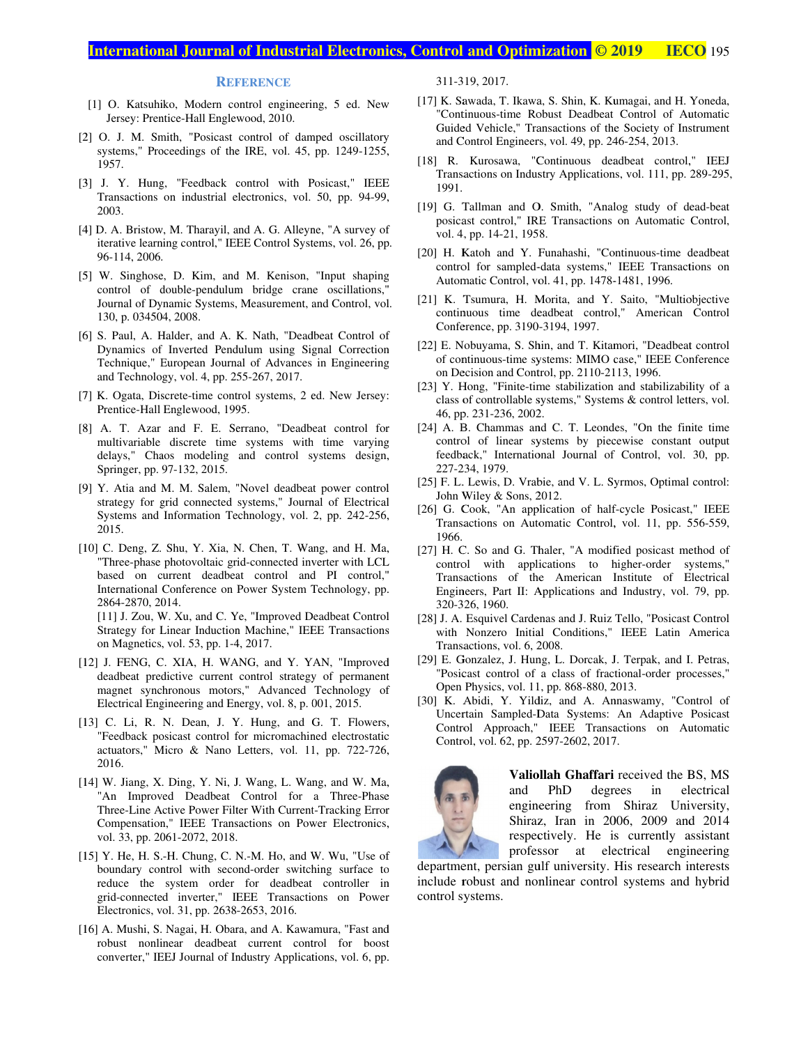## REFERENCE

[1] O. Katsuhiko, Modern control engineering, 5 ed. New Jersey: Prentice-Hall Englewood, 2010.

[2] O. J. M. Smith, "Posicast control of damped oscillatory systems," Proceedings of the IRE, vol. 45, pp. 1249-1255, 1957.

[3] J. Y. Hung, "Feedback control with Posicast," IEEE Transactions on industrial electronics, vol. 50, pp. 94-99, 2003.

[4] D. A. Bristow, M. Tharayil, and A. G. Alleyne, "A survey of iterative learning control," IEEE Control Systems, vol. 26, pp. 96-114, 2006.

[5] W. Singhose, D. Kim, and M. Kenison, "Input shaping control of double-pendulum bridge crane oscillations," Journal of Dynamic Systems, Measurement, and Control, vol. 130, p. 034504, 2008.

[6] S. Paul, A. Halder, and A. K. Nath, "Deadbeat Control of Dynamics of Inverted Pendulum using Signal Correction Technique," European Journal of Advances in Engineering and Technology, vol. 4, pp. 255-267, 2017.

[7] K. Ogata, Discrete-time control systems, 2 ed. New Jersey: Prentice-Hall Englewood, 1995.

[8] A. T. Azar and F. E. Serrano, "Deadbeat control for multivariable discrete time systems with time varying delays," Chaos modeling and control systems design, Springer, pp. 97-132, 2015.

[9] Y. Atia and M. M. Salem, "Novel deadbeat power control strategy for grid connected systems," Journal of Electrical Systems and Information Technology, vol. 2, pp. 242-256, 2015.

[10] C. Deng, Z. Shu, Y. Xia, N. Chen, T. Wang, and H. Ma, "Three-phase photovoltaic grid-connected inverter with LCL based on current deadbeat control and PI control," International Conference on Power System Technology, pp. 2864-2870, 2014.

[11] J. Zou, W. Xu, and C. Ye, "Improved Deadbeat Control Strategy for Linear Induction Machine," IEEE Transactions on Magnetics, vol. 53, pp. 1-4, 2017.

[12] J. FENG, C. XIA, H. WANG, and Y. YAN, "Improved deadbeat predictive current control strategy of permanent magnet synchronous motors," Advanced Technology of Electrical Engineering and Energy, vol. 8, p. 001, 2015.

[13] C. Li, R. N. Dean, J. Y. Hung, and G. T. Flowers, "Feedback posicast control for micromachined electrostatic actuators," Micro & Nano Letters, vol. 11, pp. 722-726, 2016.

[14] W. Jiang, X. Ding, Y. Ni, J. Wang, L. Wang, and W. Ma, "An Improved Deadbeat Control for a Three-Phase Three-Line Active Power Filter With Current-Tracking Error Compensation," IEEE Transactions on Power Electronics, vol. 33, pp. 2061-2072, 2018.

[15] Y. He, H. S.-H. Chung, C. N.-M. Ho, and W. Wu, "Use of boundary control with second-order switching surface to reduce the system order for deadbeat controller in grid-connected inverter," IEEE Transactions on Power Electronics, vol. 31, pp. 2638-2653, 2016.

[16] A. Mushi, S. Nagai, H. Obara, and A. Kawamura, "Fast and robust nonlinear deadbeat current control for boost converter," IEEJ Journal of Industry Applications, vol. 6, pp. 311-319, 2017.

[17] K. Sawada, T. Ikawa, S. Shin, K. Kumagai, and H. Yoneda, "Continuous-time Robust Deadbeat Control of Automatic Guided Vehicle," Transactions of the Society of Instrument and Control Engineers, vol. 49, pp. 246-254, 2013.

[18] R. Kurosawa, "Continuous deadbeat control," IEEJ Transactions on Industry Applications, vol. 111, pp. 289-295, 1991.

[19] G. Tallman and O. Smith, "Analog study of dead-beat posicast control," IRE Transactions on Automatic Control, vol. 4, pp. 14-21, 1958.

[20] H. Katoh and Y. Funahashi, "Continuous-time deadbeat control for sampled-data systems," IEEE Transactions on Automatic Control, vol. 41, pp. 1478-1481, 1996.

[21] K. Tsumura, H. Morita, and Y. Saito, "Multiobjective continuous time deadbeat control," American Control Conference, pp. 3190-3194, 1997.

[22] E. Nobuyama, S. Shin, and T. Kitamori, "Deadbeat control of continuous-time systems: MIMO case," IEEE Conference on Decision and Control, pp. 2110-2113, 1996.

[23] Y. Hong, "Finite-time stabilization and stabilizability of a class of controllable systems," Systems & control letters, vol. 46, pp. 231-236, 2002.

[24] A. B. Chammas and C. T. Leondes, "On the finite time control of linear systems by piecewise constant output feedback," International Journal of Control, vol. 30, pp. 227-234, 1979.

[25] F. L. Lewis, D. Vrabie, and V. L. Syrmos, Optimal control: John Wiley & Sons, 2012.

[26] G. Cook, "An application of half-cycle Posicast," IEEE Transactions on Automatic Control, vol. 11, pp. 556-559, 1966.

[27] H. C. So and G. Thaler, "A modified posicast method of control with applications to higher-order systems," Transactions of the American Institute of Electrical Engineers, Part II: Applications and Industry, vol. 79, pp. 320-326, 1960.

[28] J. A. Esquivel Cardenas and J. Ruiz Tello, "Posicast Control with Nonzero Initial Conditions," IEEE Latin America Transactions, vol. 6, 2008.

[29] E. Gonzalez, J. Hung, L. Dorcak, J. Terpak, and I. Petras, "Posicast control of a class of fractional-order processes," Open Physics, vol. 11, pp. 868-880, 2013.

[30] K. Abidi, Y. Yildiz, and A. Annaswamy, "Control of Uncertain Sampled-Data Systems: An Adaptive Posicast Control Approach," IEEE Transactions on Automatic Control, vol. 62, pp. 2597-2602, 2017.

**Valiollah Ghaffari** received the BS, MS and PhD degrees in electrical engineering from Shiraz University, Shiraz, Iran in 2006, 2009 and 2014 respectively. He is currently assistant professor at electrical engineering department, persian gulf university. His research interests include robust and nonlinear control systems and hybrid control systems.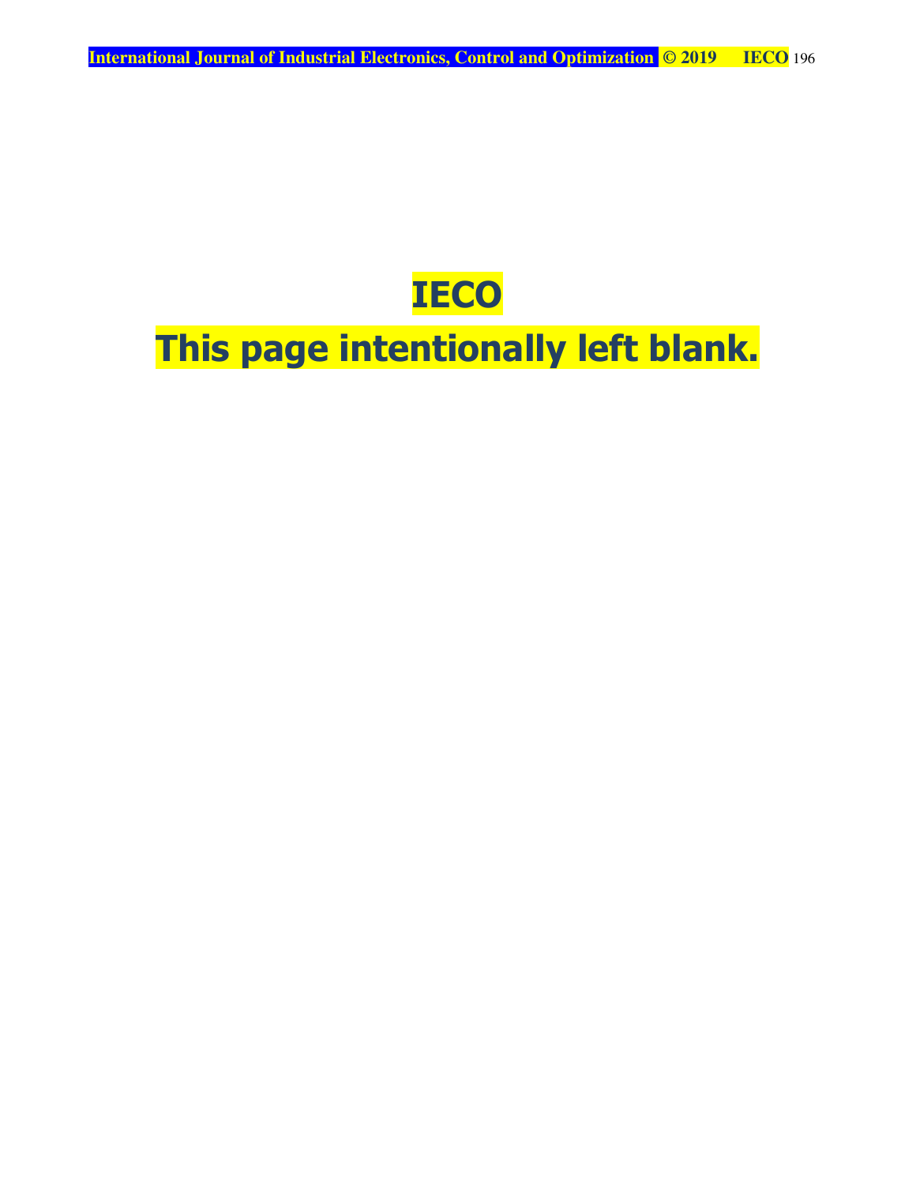# IECO

# This page intentionally left blank.